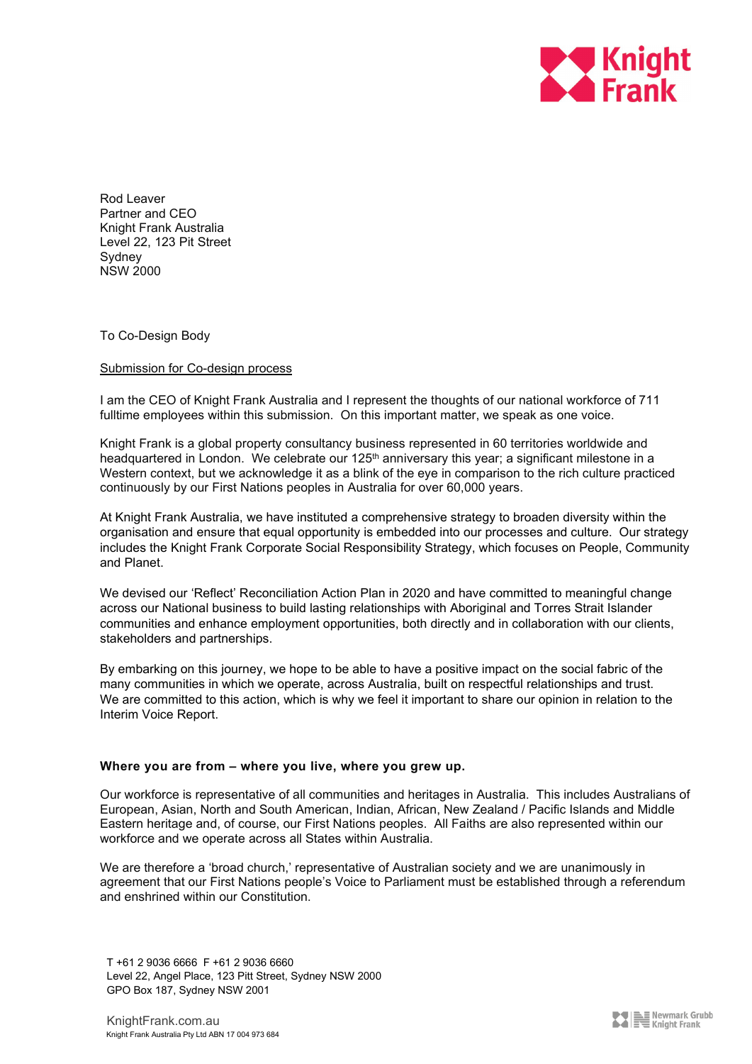Rod Leaver
Partner and CEO
Knight Frank Australia
Level 22, 123 Pit Street
Sydney
NSW 2000

To Co-Design Body

Submission for Co-design process

I am the CEO of Knight Frank Australia and I represent the thoughts of our national workforce of 711 fulltime employees within this submission. On this important matter, we speak as one voice.

Knight Frank is a global property consultancy business represented in 60 territories worldwide and headquartered in London. We celebrate our 125th anniversary this year; a significant milestone in a Western context, but we acknowledge it as a blink of the eye in comparison to the rich culture practiced continuously by our First Nations peoples in Australia for over 60,000 years.

At Knight Frank Australia, we have instituted a comprehensive strategy to broaden diversity within the organisation and ensure that equal opportunity is embedded into our processes and culture. Our strategy includes the Knight Frank Corporate Social Responsibility Strategy, which focuses on People, Community and Planet.

We devised our 'Reflect' Reconciliation Action Plan in 2020 and have committed to meaningful change across our National business to build lasting relationships with Aboriginal and Torres Strait Islander communities and enhance employment opportunities, both directly and in collaboration with our clients, stakeholders and partnerships.

By embarking on this journey, we hope to be able to have a positive impact on the social fabric of the many communities in which we operate, across Australia, built on respectful relationships and trust. We are committed to this action, which is why we feel it important to share our opinion in relation to the Interim Voice Report.

**Where you are from – where you live, where you grew up.**

Our workforce is representative of all communities and heritages in Australia. This includes Australians of European, Asian, North and South American, Indian, African, New Zealand / Pacific Islands and Middle Eastern heritage and, of course, our First Nations peoples. All Faiths are also represented within our workforce and we operate across all States within Australia.

We are therefore a 'broad church,' representative of Australian society and we are unanimously in agreement that our First Nations people's Voice to Parliament must be established through a referendum and enshrined within our Constitution.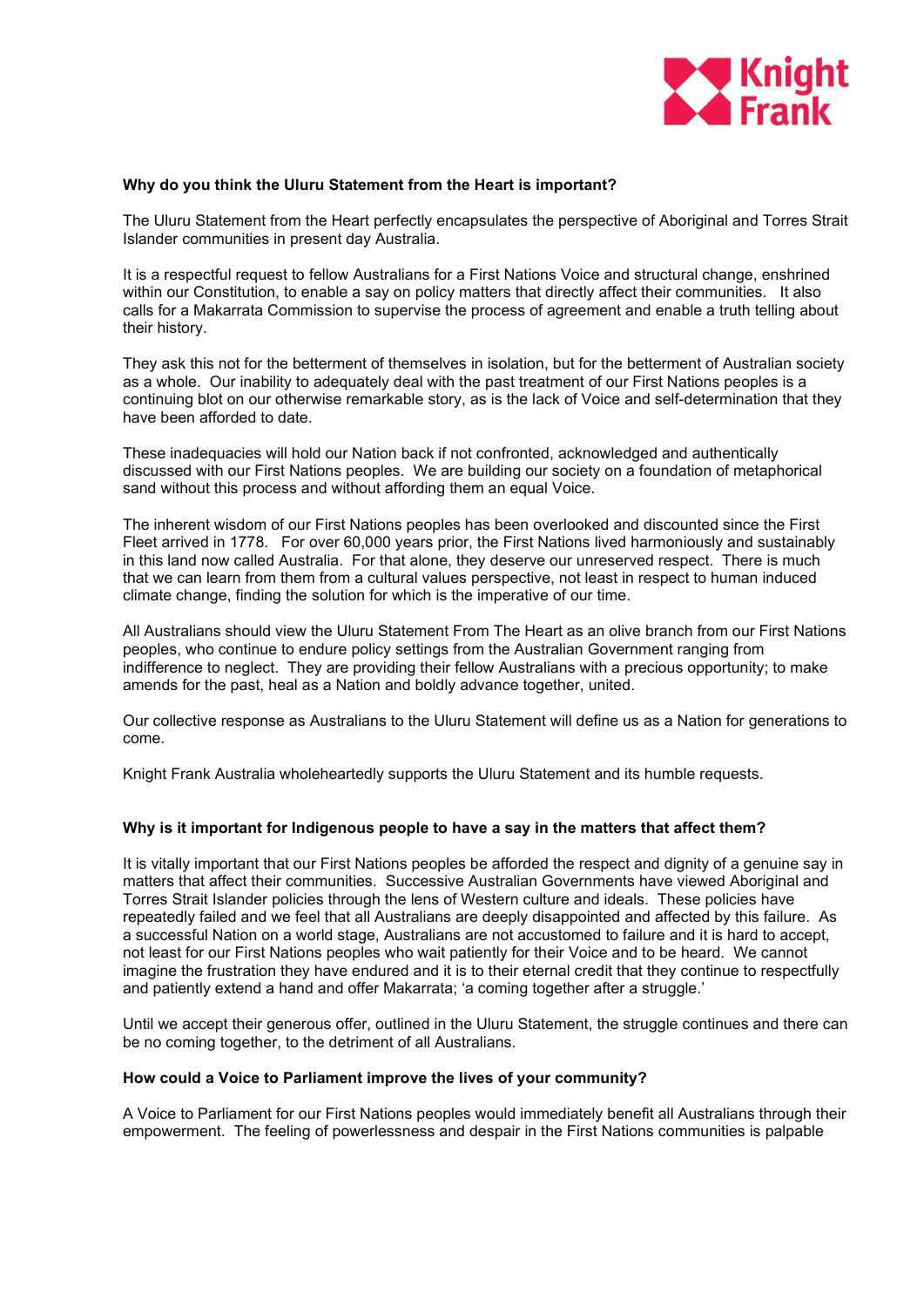**Why do you think the Uluru Statement from the Heart is important?**

The Uluru Statement from the Heart perfectly encapsulates the perspective of Aboriginal and Torres Strait Islander communities in present day Australia.

It is a respectful request to fellow Australians for a First Nations Voice and structural change, enshrined within our Constitution, to enable a say on policy matters that directly affect their communities. It also calls for a Makarrata Commission to supervise the process of agreement and enable a truth telling about their history.

They ask this not for the betterment of themselves in isolation, but for the betterment of Australian society as a whole. Our inability to adequately deal with the past treatment of our First Nations peoples is a continuing blot on our otherwise remarkable story, as is the lack of Voice and self-determination that they have been afforded to date.

These inadequacies will hold our Nation back if not confronted, acknowledged and authentically discussed with our First Nations peoples. We are building our society on a foundation of metaphorical sand without this process and without affording them an equal Voice.

The inherent wisdom of our First Nations peoples has been overlooked and discounted since the First Fleet arrived in 1778. For over 60,000 years prior, the First Nations lived harmoniously and sustainably in this land now called Australia. For that alone, they deserve our unreserved respect. There is much that we can learn from them from a cultural values perspective, not least in respect to human induced climate change, finding the solution for which is the imperative of our time.

All Australians should view the Uluru Statement From The Heart as an olive branch from our First Nations peoples, who continue to endure policy settings from the Australian Government ranging from indifference to neglect. They are providing their fellow Australians with a precious opportunity; to make amends for the past, heal as a Nation and boldly advance together, united.

Our collective response as Australians to the Uluru Statement will define us as a Nation for generations to come.

Knight Frank Australia wholeheartedly supports the Uluru Statement and its humble requests.

**Why is it important for Indigenous people to have a say in the matters that affect them?**

It is vitally important that our First Nations peoples be afforded the respect and dignity of a genuine say in matters that affect their communities. Successive Australian Governments have viewed Aboriginal and Torres Strait Islander policies through the lens of Western culture and ideals. These policies have repeatedly failed and we feel that all Australians are deeply disappointed and affected by this failure. As a successful Nation on a world stage, Australians are not accustomed to failure and it is hard to accept, not least for our First Nations peoples who wait patiently for their Voice and to be heard. We cannot imagine the frustration they have endured and it is to their eternal credit that they continue to respectfully and patiently extend a hand and offer Makarrata; 'a coming together after a struggle.'

Until we accept their generous offer, outlined in the Uluru Statement, the struggle continues and there can be no coming together, to the detriment of all Australians.

**How could a Voice to Parliament improve the lives of your community?**

A Voice to Parliament for our First Nations peoples would immediately benefit all Australians through their empowerment. The feeling of powerlessness and despair in the First Nations communities is palpable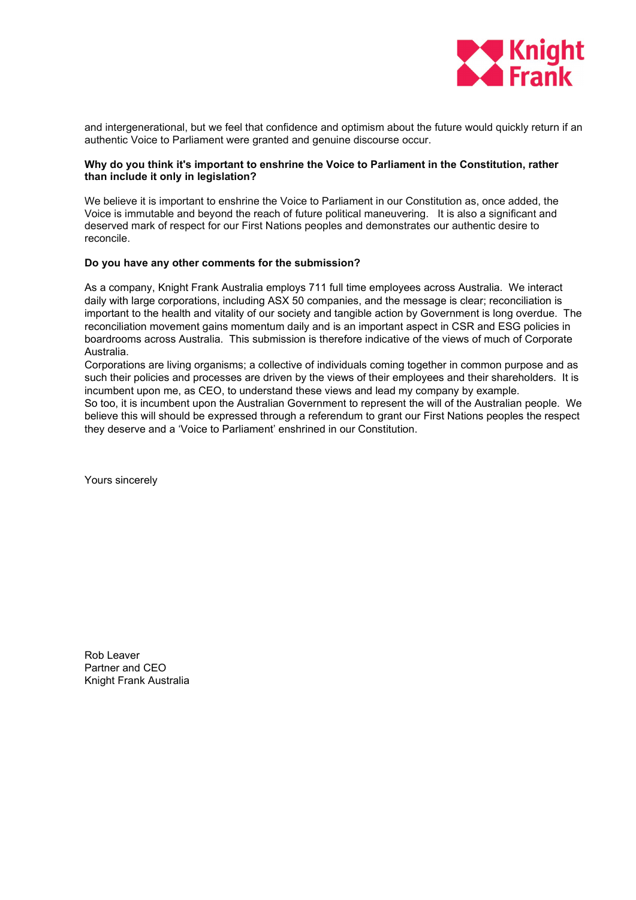and intergenerational, but we feel that confidence and optimism about the future would quickly return if an authentic Voice to Parliament were granted and genuine discourse occur.

**Why do you think it's important to enshrine the Voice to Parliament in the Constitution, rather than include it only in legislation?**

We believe it is important to enshrine the Voice to Parliament in our Constitution as, once added, the Voice is immutable and beyond the reach of future political maneuvering. It is also a significant and deserved mark of respect for our First Nations peoples and demonstrates our authentic desire to reconcile.

**Do you have any other comments for the submission?**

As a company, Knight Frank Australia employs 711 full time employees across Australia. We interact daily with large corporations, including ASX 50 companies, and the message is clear; reconciliation is important to the health and vitality of our society and tangible action by Government is long overdue. The reconciliation movement gains momentum daily and is an important aspect in CSR and ESG policies in boardrooms across Australia. This submission is therefore indicative of the views of much of Corporate Australia.

Corporations are living organisms; a collective of individuals coming together in common purpose and as such their policies and processes are driven by the views of their employees and their shareholders. It is incumbent upon me, as CEO, to understand these views and lead my company by example.

So too, it is incumbent upon the Australian Government to represent the will of the Australian people. We believe this will should be expressed through a referendum to grant our First Nations peoples the respect they deserve and a 'Voice to Parliament' enshrined in our Constitution.

Yours sincerely

Rob Leaver
Partner and CEO
Knight Frank Australia